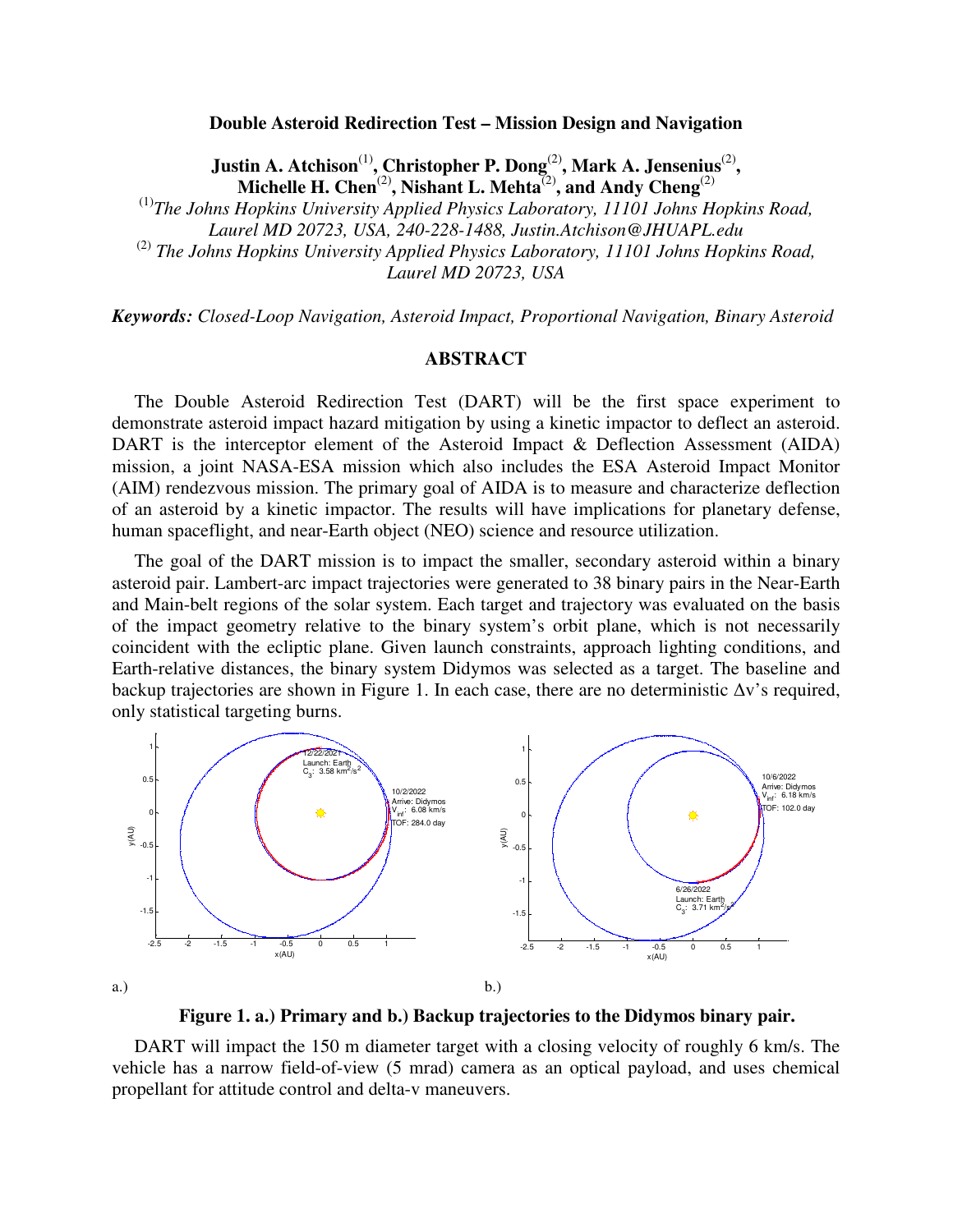**Double Asteroid Redirection Test – Mission Design and Navigation**

**Justin A. Atchison**[(1)]**, Christopher P. Dong**[(2)]**, Mark A. Jensenius**[(2)]**, Michelle H. Chen**[(2)]**, Nishant L. Mehta**[(2)]**, and Andy Cheng**[(2)]

[(1)]*The Johns Hopkins University Applied Physics Laboratory, 11101 Johns Hopkins Road, Laurel MD 20723, USA, 240-228-1488, Justin.Atchison@JHUAPL.edu*

[(2)] *The Johns Hopkins University Applied Physics Laboratory, 11101 Johns Hopkins Road, Laurel MD 20723, USA*

***Keywords:*** *Closed-Loop Navigation, Asteroid Impact, Proportional Navigation, Binary Asteroid*

## ABSTRACT

The Double Asteroid Redirection Test (DART) will be the first space experiment to demonstrate asteroid impact hazard mitigation by using a kinetic impactor to deflect an asteroid. DART is the interceptor element of the Asteroid Impact & Deflection Assessment (AIDA) mission, a joint NASA-ESA mission which also includes the ESA Asteroid Impact Monitor (AIM) rendezvous mission. The primary goal of AIDA is to measure and characterize deflection of an asteroid by a kinetic impactor. The results will have implications for planetary defense, human spaceflight, and near-Earth object (NEO) science and resource utilization.

The goal of the DART mission is to impact the smaller, secondary asteroid within a binary asteroid pair. Lambert-arc impact trajectories were generated to 38 binary pairs in the Near-Earth and Main-belt regions of the solar system. Each target and trajectory was evaluated on the basis of the impact geometry relative to the binary system's orbit plane, which is not necessarily coincident with the ecliptic plane. Given launch constraints, approach lighting conditions, and Earth-relative distances, the binary system Didymos was selected as a target. The baseline and backup trajectories are shown in Figure 1. In each case, there are no deterministic Δv's required, only statistical targeting burns.

a.)

12/22/2021
Launch: Earth
$C_3$: 3.58 km$^2$/s$^2$

10/2/2022
Arrive: Didymos
$V_{inf}$: 6.08 km/s
TOF: 284.0 day

y(AU)
x(AU)

b.)

10/6/2022
Arrive: Didymos
$V_{inf}$: 6.18 km/s
TOF: 102.0 day

6/26/2022
Launch: Earth
$C_3$: 3.71 km$^2$/s$^2$

y(AU)
x(AU)

**Figure 1. a.) Primary and b.) Backup trajectories to the Didymos binary pair.**

DART will impact the 150 m diameter target with a closing velocity of roughly 6 km/s. The vehicle has a narrow field-of-view (5 mrad) camera as an optical payload, and uses chemical propellant for attitude control and delta-v maneuvers.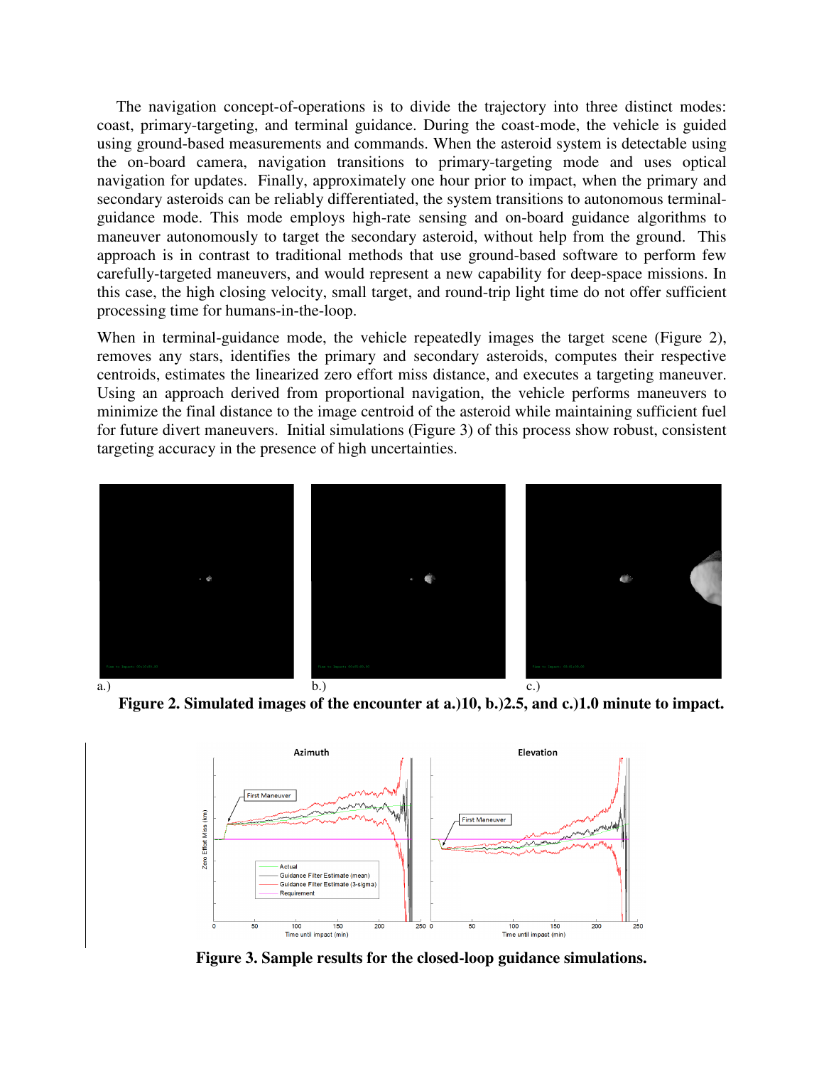The navigation concept-of-operations is to divide the trajectory into three distinct modes: coast, primary-targeting, and terminal guidance. During the coast-mode, the vehicle is guided using ground-based measurements and commands. When the asteroid system is detectable using the on-board camera, navigation transitions to primary-targeting mode and uses optical navigation for updates. Finally, approximately one hour prior to impact, when the primary and secondary asteroids can be reliably differentiated, the system transitions to autonomous terminal-guidance mode. This mode employs high-rate sensing and on-board guidance algorithms to maneuver autonomously to target the secondary asteroid, without help from the ground. This approach is in contrast to traditional methods that use ground-based software to perform few carefully-targeted maneuvers, and would represent a new capability for deep-space missions. In this case, the high closing velocity, small target, and round-trip light time do not offer sufficient processing time for humans-in-the-loop.

When in terminal-guidance mode, the vehicle repeatedly images the target scene (Figure 2), removes any stars, identifies the primary and secondary asteroids, computes their respective centroids, estimates the linearized zero effort miss distance, and executes a targeting maneuver. Using an approach derived from proportional navigation, the vehicle performs maneuvers to minimize the final distance to the image centroid of the asteroid while maintaining sufficient fuel for future divert maneuvers. Initial simulations (Figure 3) of this process show robust, consistent targeting accuracy in the presence of high uncertainties.

a.) b.) c.)

**Figure 2. Simulated images of the encounter at a.)10, b.)2.5, and c.)1.0 minute to impact.**

Azimuth

Elevation

First Maneuver

Zero Effort Miss (km)

Actual
Guidance Filter Estimate (mean)
Guidance Filter Estimate (3-sigma)
Requirement

0 50 100 150 200 250

Time until impact (min)

**Figure 3. Sample results for the closed-loop guidance simulations.**